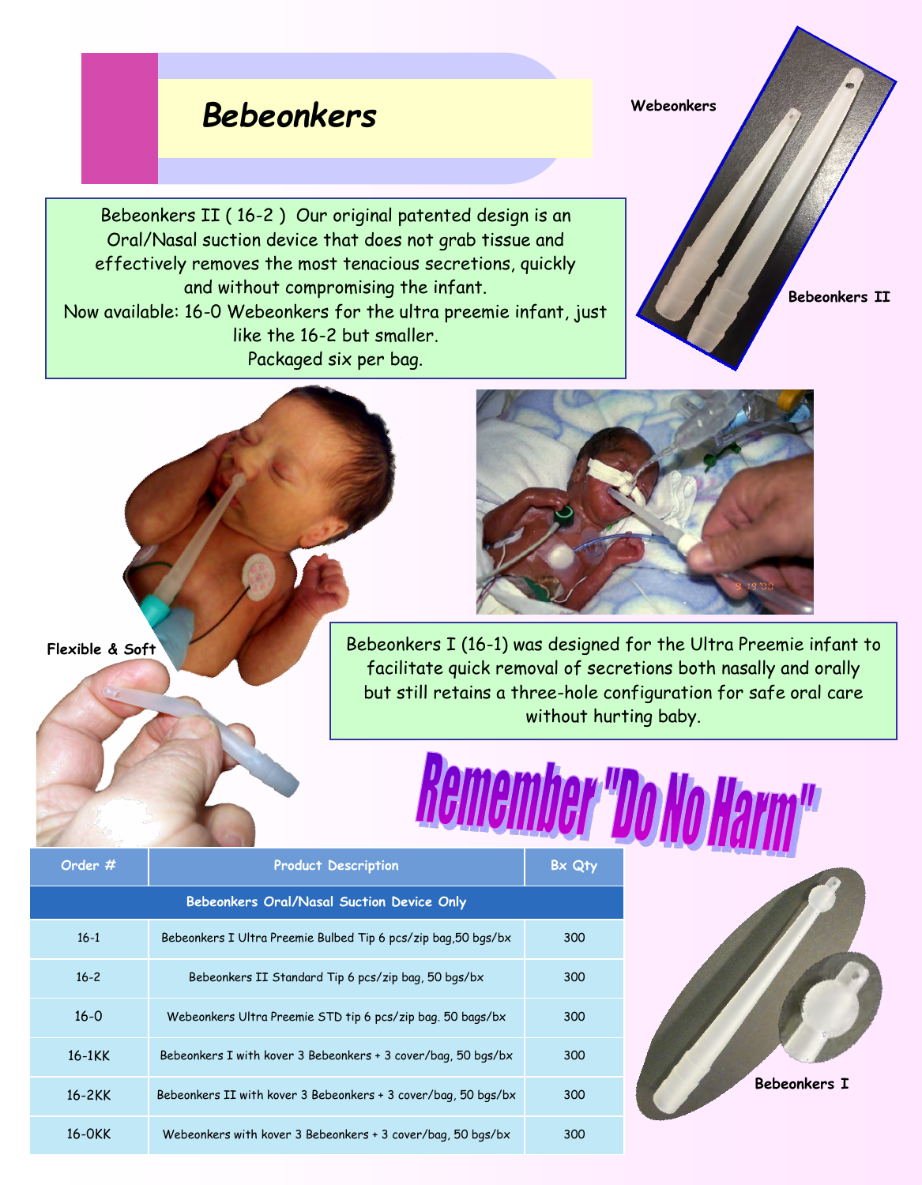# Bebeonkers

Bebeonkers II ( 16-2 ) Our original patented design is an Oral/Nasal suction device that does not grab tissue and effectively removes the most tenacious secretions, quickly and without compromising the infant.
Now available: 16-0 Webeonkers for the ultra preemie infant, just like the 16-2 but smaller.
Packaged six per bag.

**Webeonkers**

**Bebeonkers II**

**Flexible & Soft**

Bebeonkers I (16-1) was designed for the Ultra Preemie infant to facilitate quick removal of secretions both nasally and orally but still retains a three-hole configuration for safe oral care without hurting baby.

## Remember "Do No Harm"

| Order # | Product Description | Bx Qty |
|---|---|---|
| **Bebeonkers Oral/Nasal Suction Device Only** | | |
| 16-1 | Bebeonkers I Ultra Preemie Bulbed Tip 6 pcs/zip bag,50 bgs/bx | 300 |
| 16-2 | Bebeonkers II Standard Tip 6 pcs/zip bag, 50 bgs/bx | 300 |
| 16-0 | Webeonkers Ultra Preemie STD tip 6 pcs/zip bag. 50 bags/bx | 300 |
| 16-1KK | Bebeonkers I with kover 3 Bebeonkers + 3 cover/bag, 50 bgs/bx | 300 |
| 16-2KK | Bebeonkers II with kover 3 Bebeonkers + 3 cover/bag, 50 bgs/bx | 300 |
| 16-0KK | Webeonkers with kover 3 Bebeonkers + 3 cover/bag, 50 bgs/bx | 300 |

**Bebeonkers I**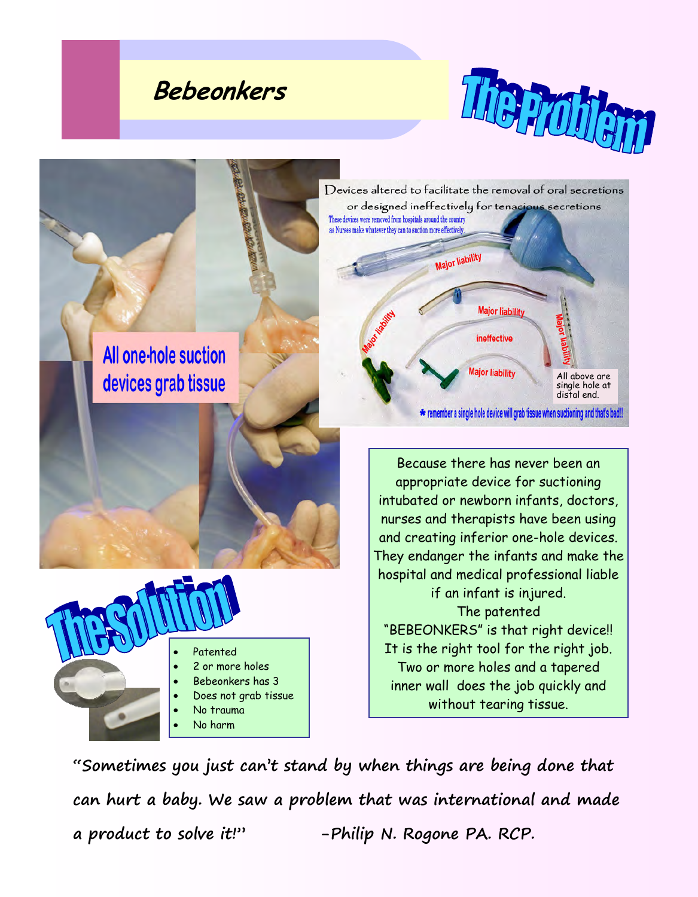# Bebeonkers

## The Problem

All one-hole suction devices grab tissue

Devices altered to facilitate the removal of oral secretions or designed ineffectively for tenacious secretions

These devices were removed from hospitals around the country as Nurses make whatever they can to suction more effectively.

Major liability

Major liability

Major liability

ineffective

Major liability

Major liability

All above are single hole at distal end.

* remember a single hole device will grab tissue when suctioning and that's bad!!

Because there has never been an appropriate device for suctioning intubated or newborn infants, doctors, nurses and therapists have been using and creating inferior one-hole devices. They endanger the infants and make the hospital and medical professional liable if an infant is injured. The patented "BEBEONKERS" is that right device!! It is the right tool for the right job. Two or more holes and a tapered inner wall does the job quickly and without tearing tissue.

## The Solution

- Patented
- 2 or more holes
- Bebeonkers has 3
- Does not grab tissue
- No trauma
- No harm

***"Sometimes you just can't stand by when things are being done that can hurt a baby. We saw a problem that was international and made a product to solve it!" -Philip N. Rogone PA. RCP.***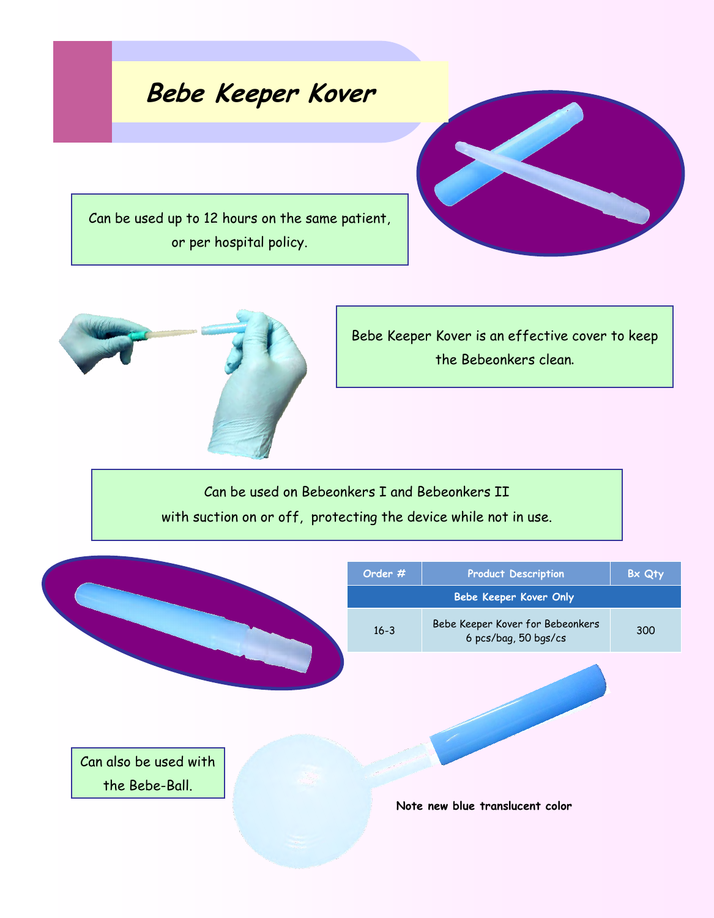# Bebe Keeper Kover

Can be used up to 12 hours on the same patient, or per hospital policy.

Bebe Keeper Kover is an effective cover to keep the Bebeonkers clean.

Can be used on Bebeonkers I and Bebeonkers II with suction on or off, protecting the device while not in use.

| Order # | Product Description | Bx Qty |
|---|---|---|
| **Bebe Keeper Kover Only** | | |
| 16-3 | Bebe Keeper Kover for Bebeonkers 6 pcs/bag, 50 bgs/cs | 300 |

Can also be used with the Bebe-Ball.

**Note new blue translucent color**